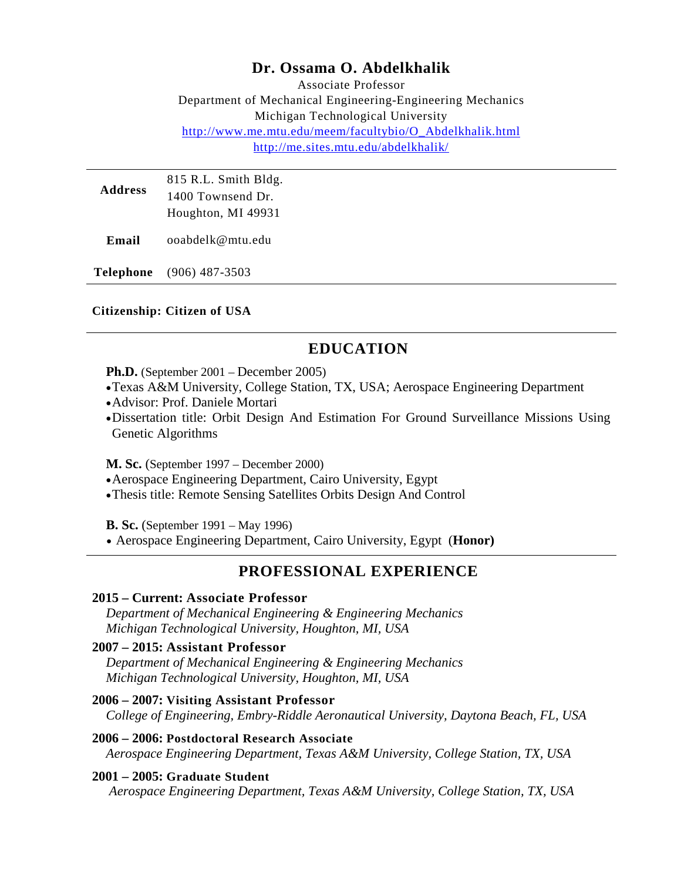# Dr. Ossama O. Abdelkhalik

Associate Professor
Department of Mechanical Engineering-Engineering Mechanics
Michigan Technological University
http://www.me.mtu.edu/meem/facultybio/O_Abdelkhalik.html
http://me.sites.mtu.edu/abdelkhalik/

| | |
|---|---|
| **Address** | 815 R.L. Smith Bldg.<br>1400 Townsend Dr.<br>Houghton, MI 49931 |
| **Email** | ooabdelk@mtu.edu |
| **Telephone** | (906) 487-3503 |

**Citizenship: Citizen of USA**

## EDUCATION

**Ph.D.** (September 2001 – December 2005)

- Texas A&M University, College Station, TX, USA; Aerospace Engineering Department
- Advisor: Prof. Daniele Mortari
- Dissertation title: Orbit Design And Estimation For Ground Surveillance Missions Using Genetic Algorithms

**M. Sc.** (September 1997 – December 2000)

- Aerospace Engineering Department, Cairo University, Egypt
- Thesis title: Remote Sensing Satellites Orbits Design And Control

**B. Sc.** (September 1991 – May 1996)

- Aerospace Engineering Department, Cairo University, Egypt (**Honor)**

## PROFESSIONAL EXPERIENCE

**2015 – Current: Associate Professor**
*Department of Mechanical Engineering & Engineering Mechanics*
*Michigan Technological University, Houghton, MI, USA*

**2007 – 2015: Assistant Professor**
*Department of Mechanical Engineering & Engineering Mechanics*
*Michigan Technological University, Houghton, MI, USA*

**2006 – 2007: Visiting Assistant Professor**
*College of Engineering, Embry-Riddle Aeronautical University, Daytona Beach, FL, USA*

**2006 – 2006: Postdoctoral Research Associate**
*Aerospace Engineering Department, Texas A&M University, College Station, TX, USA*

**2001 – 2005: Graduate Student**
*Aerospace Engineering Department, Texas A&M University, College Station, TX, USA*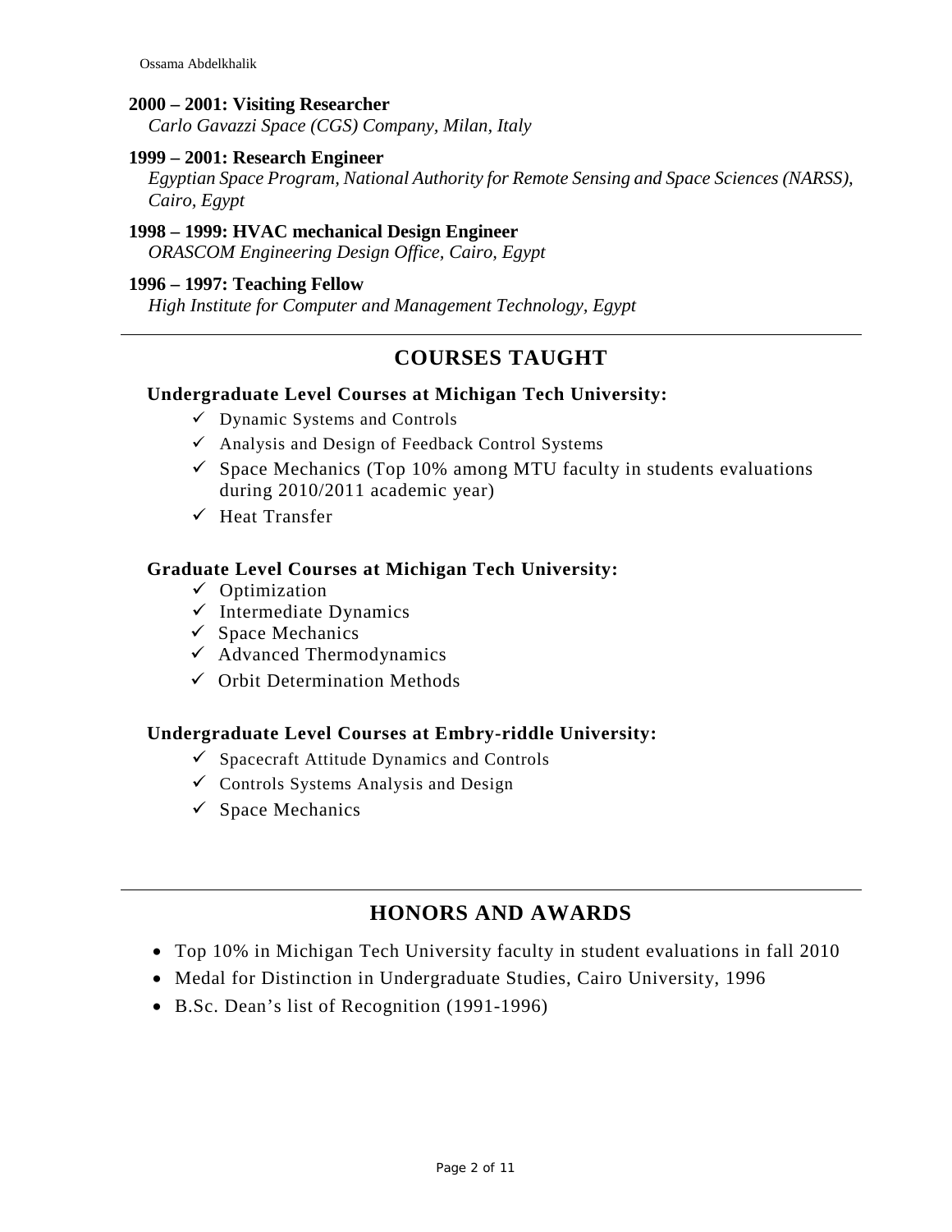**2000 – 2001: Visiting Researcher**
*Carlo Gavazzi Space (CGS) Company, Milan, Italy*

**1999 – 2001: Research Engineer**
*Egyptian Space Program, National Authority for Remote Sensing and Space Sciences (NARSS), Cairo, Egypt*

**1998 – 1999: HVAC mechanical Design Engineer**
*ORASCOM Engineering Design Office, Cairo, Egypt*

**1996 – 1997: Teaching Fellow**
*High Institute for Computer and Management Technology, Egypt*

---

## COURSES TAUGHT

**Undergraduate Level Courses at Michigan Tech University:**

- ✓ Dynamic Systems and Controls
- ✓ Analysis and Design of Feedback Control Systems
- ✓ Space Mechanics (Top 10% among MTU faculty in students evaluations during 2010/2011 academic year)
- ✓ Heat Transfer

**Graduate Level Courses at Michigan Tech University:**

- ✓ Optimization
- ✓ Intermediate Dynamics
- ✓ Space Mechanics
- ✓ Advanced Thermodynamics
- ✓ Orbit Determination Methods

**Undergraduate Level Courses at Embry-riddle University:**

- ✓ Spacecraft Attitude Dynamics and Controls
- ✓ Controls Systems Analysis and Design
- ✓ Space Mechanics

---

## HONORS AND AWARDS

- Top 10% in Michigan Tech University faculty in student evaluations in fall 2010
- Medal for Distinction in Undergraduate Studies, Cairo University, 1996
- B.Sc. Dean's list of Recognition (1991-1996)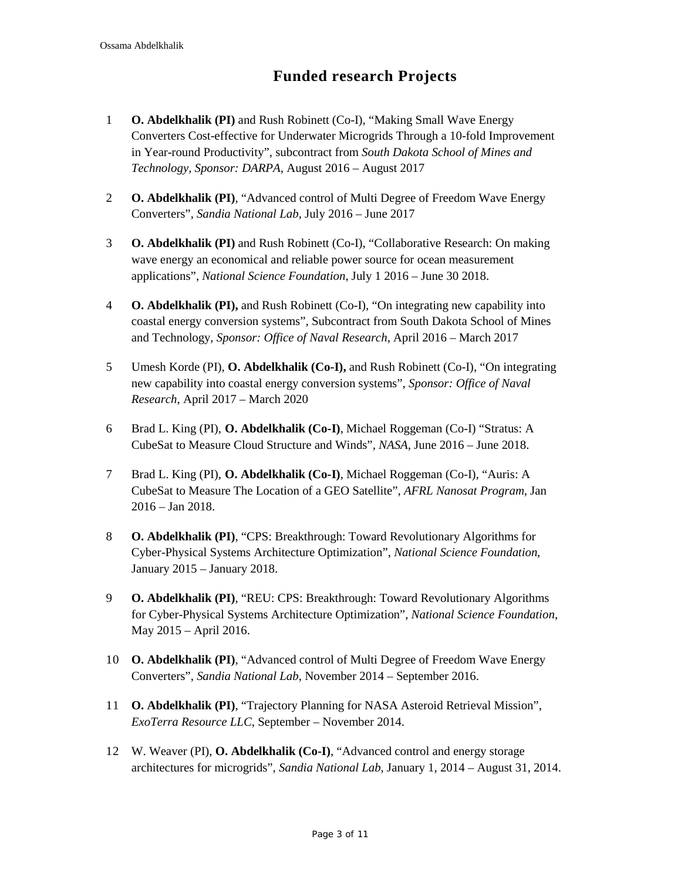# Funded research Projects

1. **O. Abdelkhalik (PI)** and Rush Robinett (Co-I), "Making Small Wave Energy Converters Cost-effective for Underwater Microgrids Through a 10-fold Improvement in Year-round Productivity", subcontract from *South Dakota School of Mines and Technology, Sponsor: DARPA*, August 2016 – August 2017

2. **O. Abdelkhalik (PI)**, "Advanced control of Multi Degree of Freedom Wave Energy Converters", *Sandia National Lab*, July 2016 – June 2017

3. **O. Abdelkhalik (PI)** and Rush Robinett (Co-I), "Collaborative Research: On making wave energy an economical and reliable power source for ocean measurement applications", *National Science Foundation*, July 1 2016 – June 30 2018.

4. **O. Abdelkhalik (PI),** and Rush Robinett (Co-I), "On integrating new capability into coastal energy conversion systems", Subcontract from South Dakota School of Mines and Technology, *Sponsor: Office of Naval Research*, April 2016 – March 2017

5. Umesh Korde (PI), **O. Abdelkhalik (Co-I),** and Rush Robinett (Co-I), "On integrating new capability into coastal energy conversion systems", *Sponsor: Office of Naval Research*, April 2017 – March 2020

6. Brad L. King (PI), **O. Abdelkhalik (Co-I)**, Michael Roggeman (Co-I) "Stratus: A CubeSat to Measure Cloud Structure and Winds", *NASA*, June 2016 – June 2018.

7. Brad L. King (PI), **O. Abdelkhalik (Co-I)**, Michael Roggeman (Co-I), "Auris: A CubeSat to Measure The Location of a GEO Satellite", *AFRL Nanosat Program*, Jan 2016 – Jan 2018.

8. **O. Abdelkhalik (PI)**, "CPS: Breakthrough: Toward Revolutionary Algorithms for Cyber-Physical Systems Architecture Optimization", *National Science Foundation*, January 2015 – January 2018.

9. **O. Abdelkhalik (PI)**, "REU: CPS: Breakthrough: Toward Revolutionary Algorithms for Cyber-Physical Systems Architecture Optimization", *National Science Foundation*, May 2015 – April 2016.

10. **O. Abdelkhalik (PI)**, "Advanced control of Multi Degree of Freedom Wave Energy Converters", *Sandia National Lab*, November 2014 – September 2016.

11. **O. Abdelkhalik (PI)**, "Trajectory Planning for NASA Asteroid Retrieval Mission", *ExoTerra Resource LLC*, September – November 2014.

12. W. Weaver (PI), **O. Abdelkhalik (Co-I)**, "Advanced control and energy storage architectures for microgrids", *Sandia National Lab*, January 1, 2014 – August 31, 2014.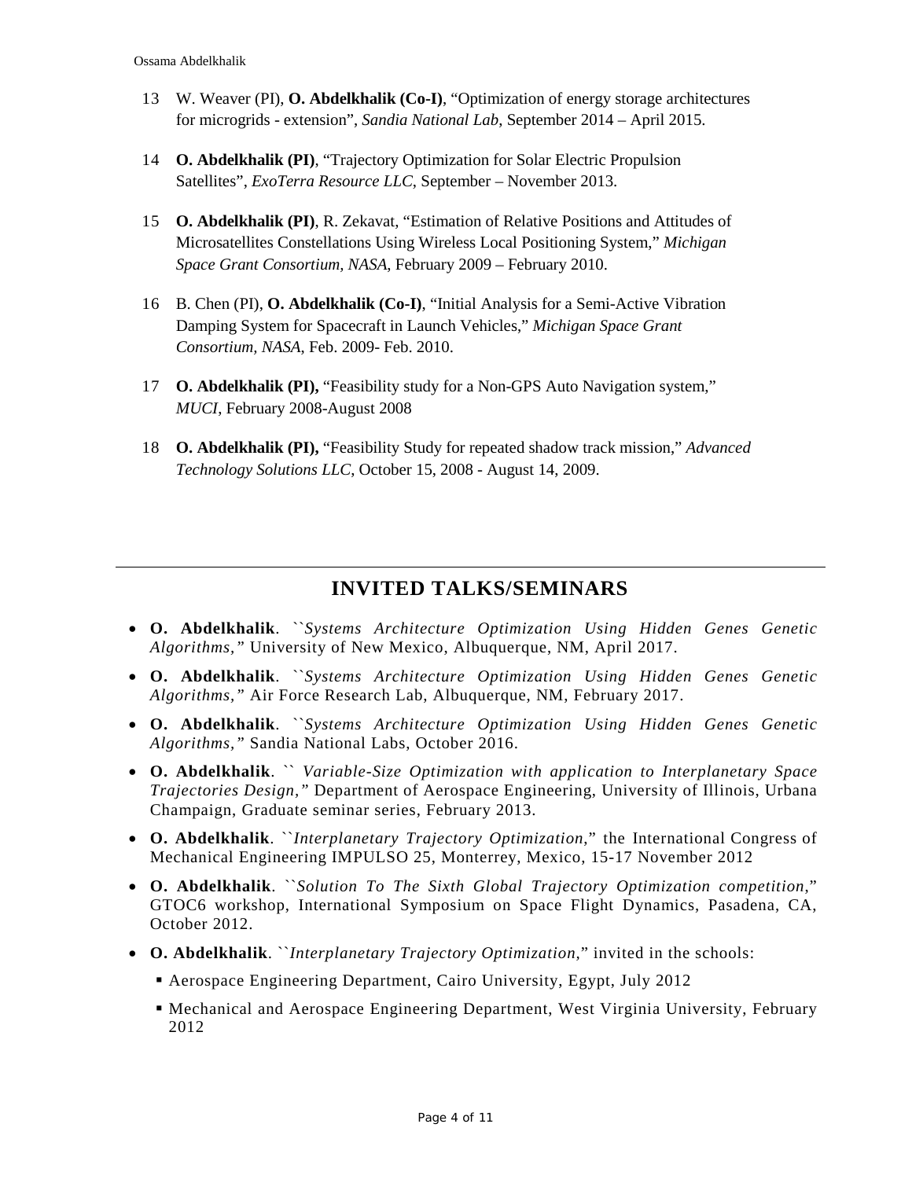13 W. Weaver (PI), **O. Abdelkhalik (Co-I)**, "Optimization of energy storage architectures for microgrids - extension", *Sandia National Lab*, September 2014 – April 2015.

14 **O. Abdelkhalik (PI)**, "Trajectory Optimization for Solar Electric Propulsion Satellites", *ExoTerra Resource LLC*, September – November 2013.

15 **O. Abdelkhalik (PI)**, R. Zekavat, "Estimation of Relative Positions and Attitudes of Microsatellites Constellations Using Wireless Local Positioning System," *Michigan Space Grant Consortium, NASA*, February 2009 – February 2010.

16 B. Chen (PI), **O. Abdelkhalik (Co-I)**, "Initial Analysis for a Semi-Active Vibration Damping System for Spacecraft in Launch Vehicles," *Michigan Space Grant Consortium, NASA,* Feb. 2009- Feb. 2010.

17 **O. Abdelkhalik (PI),** "Feasibility study for a Non-GPS Auto Navigation system," *MUCI*, February 2008-August 2008

18 **O. Abdelkhalik (PI),** "Feasibility Study for repeated shadow track mission," *Advanced Technology Solutions LLC,* October 15, 2008 - August 14, 2009.

---

## INVITED TALKS/SEMINARS

- **O. Abdelkhalik**. ``*Systems Architecture Optimization Using Hidden Genes Genetic Algorithms,"* University of New Mexico, Albuquerque, NM, April 2017.
- **O. Abdelkhalik**. ``*Systems Architecture Optimization Using Hidden Genes Genetic Algorithms,"* Air Force Research Lab, Albuquerque, NM, February 2017.
- **O. Abdelkhalik**. ``*Systems Architecture Optimization Using Hidden Genes Genetic Algorithms,"* Sandia National Labs, October 2016.
- **O. Abdelkhalik**. `` *Variable-Size Optimization with application to Interplanetary Space Trajectories Design,"* Department of Aerospace Engineering, University of Illinois, Urbana Champaign, Graduate seminar series, February 2013.
- **O. Abdelkhalik**. ``*Interplanetary Trajectory Optimization*," the International Congress of Mechanical Engineering IMPULSO 25, Monterrey, Mexico, 15-17 November 2012
- **O. Abdelkhalik**. ``*Solution To The Sixth Global Trajectory Optimization competition*," GTOC6 workshop, International Symposium on Space Flight Dynamics, Pasadena, CA, October 2012.
- **O. Abdelkhalik**. ``*Interplanetary Trajectory Optimization,*" invited in the schools:
  - Aerospace Engineering Department, Cairo University, Egypt, July 2012
  - Mechanical and Aerospace Engineering Department, West Virginia University, February 2012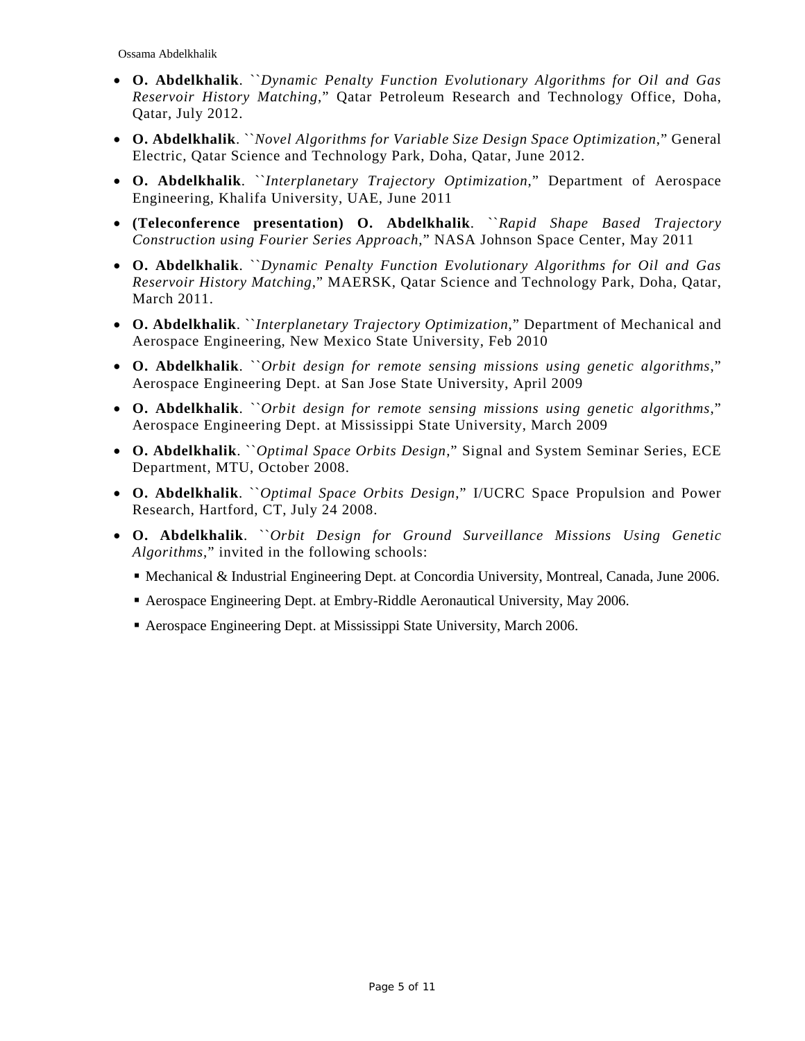- **O. Abdelkhalik**. ``*Dynamic Penalty Function Evolutionary Algorithms for Oil and Gas Reservoir History Matching*," Qatar Petroleum Research and Technology Office, Doha, Qatar, July 2012.
- **O. Abdelkhalik**. ``*Novel Algorithms for Variable Size Design Space Optimization*," General Electric, Qatar Science and Technology Park, Doha, Qatar, June 2012.
- **O. Abdelkhalik**. ``*Interplanetary Trajectory Optimization*," Department of Aerospace Engineering, Khalifa University, UAE, June 2011
- **(Teleconference presentation) O. Abdelkhalik**. ``*Rapid Shape Based Trajectory Construction using Fourier Series Approach*," NASA Johnson Space Center, May 2011
- **O. Abdelkhalik**. ``*Dynamic Penalty Function Evolutionary Algorithms for Oil and Gas Reservoir History Matching*," MAERSK, Qatar Science and Technology Park, Doha, Qatar, March 2011.
- **O. Abdelkhalik**. ``*Interplanetary Trajectory Optimization*," Department of Mechanical and Aerospace Engineering, New Mexico State University, Feb 2010
- **O. Abdelkhalik**. ``*Orbit design for remote sensing missions using genetic algorithms*," Aerospace Engineering Dept. at San Jose State University, April 2009
- **O. Abdelkhalik**. ``*Orbit design for remote sensing missions using genetic algorithms*," Aerospace Engineering Dept. at Mississippi State University, March 2009
- **O. Abdelkhalik**. ``*Optimal Space Orbits Design*," Signal and System Seminar Series, ECE Department, MTU, October 2008.
- **O. Abdelkhalik**. ``*Optimal Space Orbits Design*," I/UCRC Space Propulsion and Power Research, Hartford, CT, July 24 2008.
- **O. Abdelkhalik**. ``*Orbit Design for Ground Surveillance Missions Using Genetic Algorithms*," invited in the following schools:
  - Mechanical & Industrial Engineering Dept. at Concordia University, Montreal, Canada, June 2006.
  - Aerospace Engineering Dept. at Embry-Riddle Aeronautical University, May 2006.
  - Aerospace Engineering Dept. at Mississippi State University, March 2006.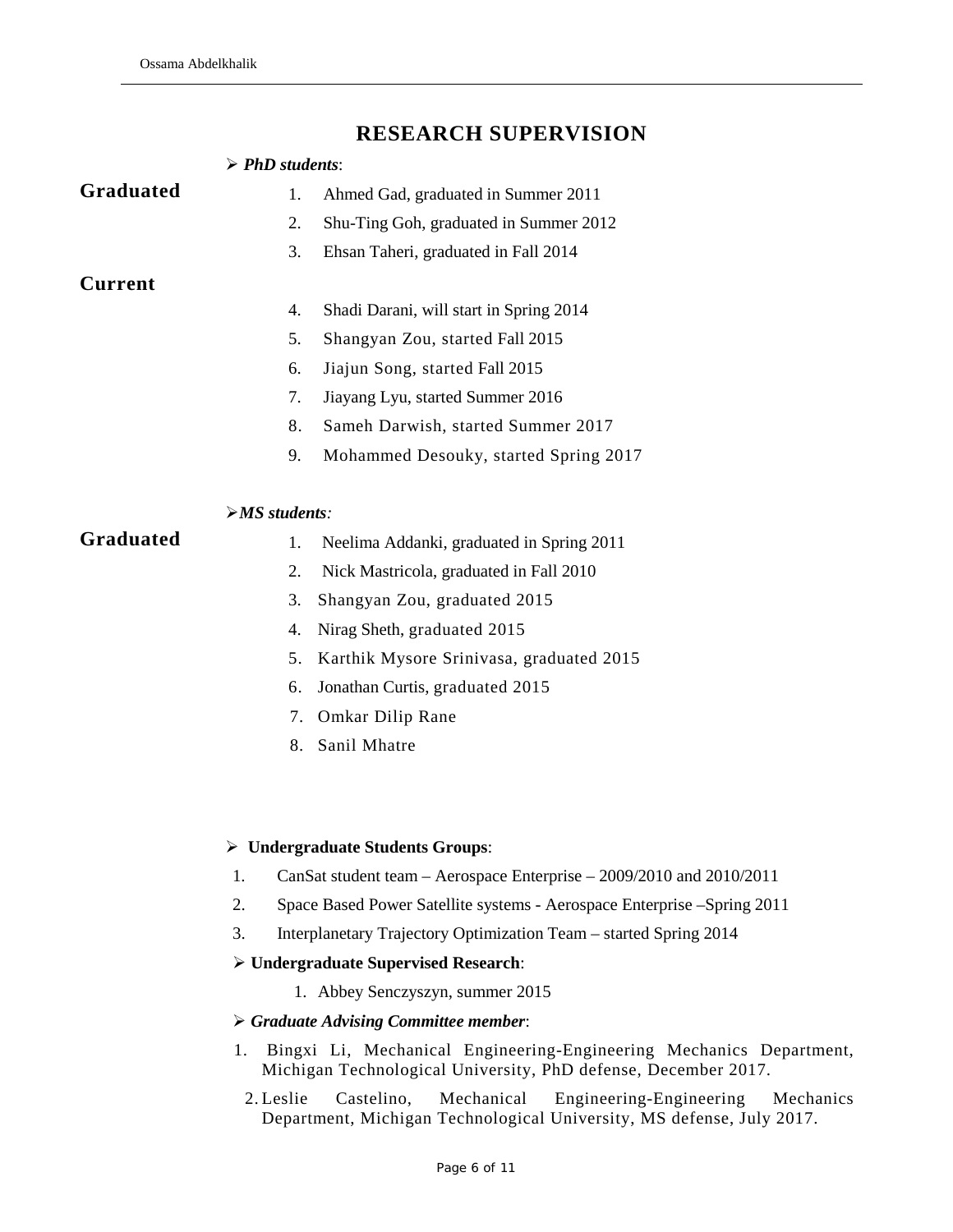# RESEARCH SUPERVISION

- ***PhD students***:

**Graduated**

1. Ahmed Gad, graduated in Summer 2011
2. Shu-Ting Goh, graduated in Summer 2012
3. Ehsan Taheri, graduated in Fall 2014

**Current**

4. Shadi Darani, will start in Spring 2014
5. Shangyan Zou, started Fall 2015
6. Jiajun Song, started Fall 2015
7. Jiayang Lyu, started Summer 2016
8. Sameh Darwish, started Summer 2017
9. Mohammed Desouky, started Spring 2017

- ***MS students***:

**Graduated**

1. Neelima Addanki, graduated in Spring 2011
2. Nick Mastricola, graduated in Fall 2010
3. Shangyan Zou, graduated 2015
4. Nirag Sheth, graduated 2015
5. Karthik Mysore Srinivasa, graduated 2015
6. Jonathan Curtis, graduated 2015
7. Omkar Dilip Rane
8. Sanil Mhatre

- **Undergraduate Students Groups**:

1. CanSat student team – Aerospace Enterprise – 2009/2010 and 2010/2011
2. Space Based Power Satellite systems - Aerospace Enterprise –Spring 2011
3. Interplanetary Trajectory Optimization Team – started Spring 2014

- **Undergraduate Supervised Research**:

1. Abbey Senczyszyn, summer 2015

- ***Graduate Advising Committee member***:

1. Bingxi Li, Mechanical Engineering-Engineering Mechanics Department, Michigan Technological University, PhD defense, December 2017.
2. Leslie Castelino, Mechanical Engineering-Engineering Mechanics Department, Michigan Technological University, MS defense, July 2017.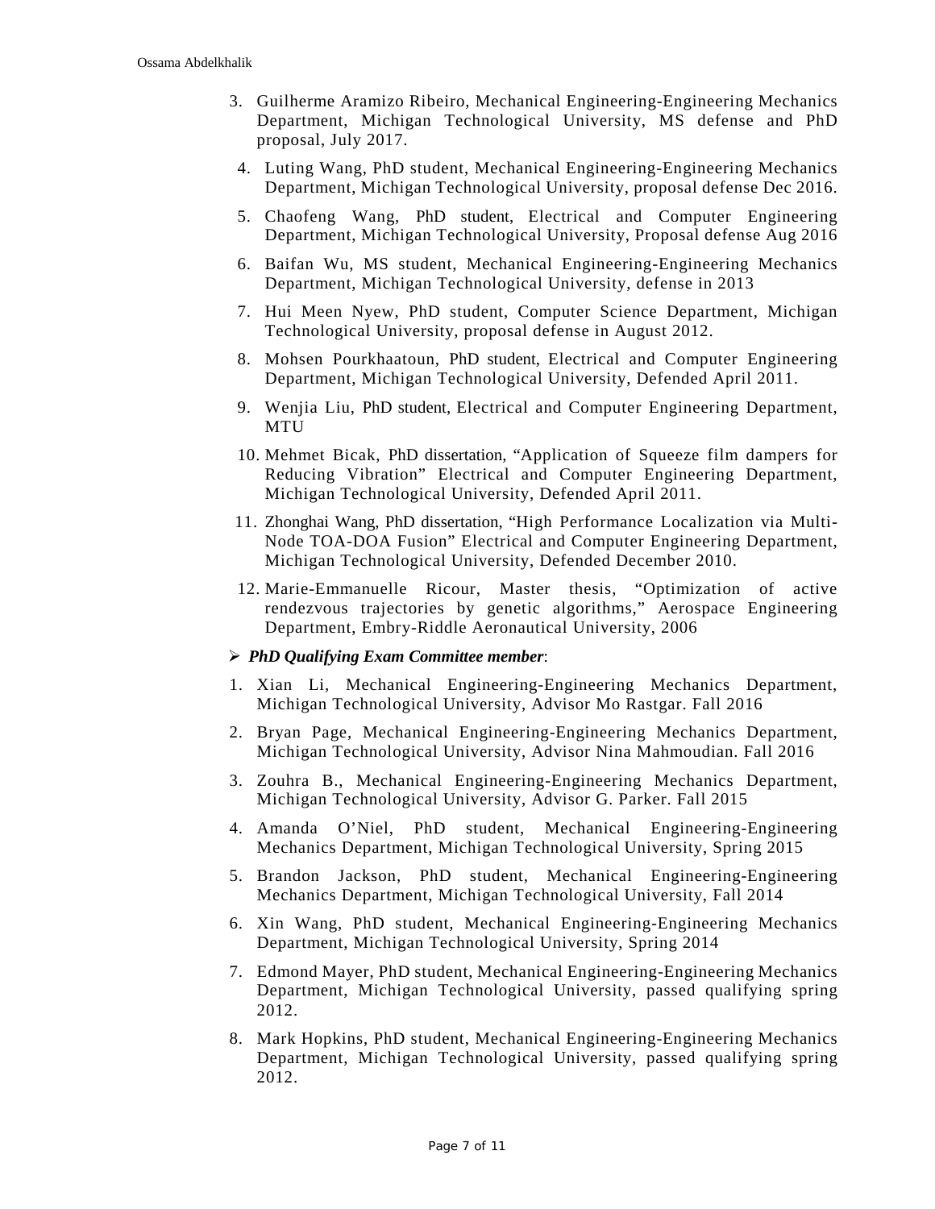3. Guilherme Aramizo Ribeiro, Mechanical Engineering-Engineering Mechanics Department, Michigan Technological University, MS defense and PhD proposal, July 2017.
4. Luting Wang, PhD student, Mechanical Engineering-Engineering Mechanics Department, Michigan Technological University, proposal defense Dec 2016.
5. Chaofeng Wang, PhD student, Electrical and Computer Engineering Department, Michigan Technological University, Proposal defense Aug 2016
6. Baifan Wu, MS student, Mechanical Engineering-Engineering Mechanics Department, Michigan Technological University, defense in 2013
7. Hui Meen Nyew, PhD student, Computer Science Department, Michigan Technological University, proposal defense in August 2012.
8. Mohsen Pourkhaatoun, PhD student, Electrical and Computer Engineering Department, Michigan Technological University, Defended April 2011.
9. Wenjia Liu, PhD student, Electrical and Computer Engineering Department, MTU
10. Mehmet Bicak, PhD dissertation, "Application of Squeeze film dampers for Reducing Vibration" Electrical and Computer Engineering Department, Michigan Technological University, Defended April 2011.
11. Zhonghai Wang, PhD dissertation, "High Performance Localization via Multi-Node TOA-DOA Fusion" Electrical and Computer Engineering Department, Michigan Technological University, Defended December 2010.
12. Marie-Emmanuelle Ricour, Master thesis, "Optimization of active rendezvous trajectories by genetic algorithms," Aerospace Engineering Department, Embry-Riddle Aeronautical University, 2006

- ***PhD Qualifying Exam Committee member***:

1. Xian Li, Mechanical Engineering-Engineering Mechanics Department, Michigan Technological University, Advisor Mo Rastgar. Fall 2016
2. Bryan Page, Mechanical Engineering-Engineering Mechanics Department, Michigan Technological University, Advisor Nina Mahmoudian. Fall 2016
3. Zouhra B., Mechanical Engineering-Engineering Mechanics Department, Michigan Technological University, Advisor G. Parker. Fall 2015
4. Amanda O'Niel, PhD student, Mechanical Engineering-Engineering Mechanics Department, Michigan Technological University, Spring 2015
5. Brandon Jackson, PhD student, Mechanical Engineering-Engineering Mechanics Department, Michigan Technological University, Fall 2014
6. Xin Wang, PhD student, Mechanical Engineering-Engineering Mechanics Department, Michigan Technological University, Spring 2014
7. Edmond Mayer, PhD student, Mechanical Engineering-Engineering Mechanics Department, Michigan Technological University, passed qualifying spring 2012.
8. Mark Hopkins, PhD student, Mechanical Engineering-Engineering Mechanics Department, Michigan Technological University, passed qualifying spring 2012.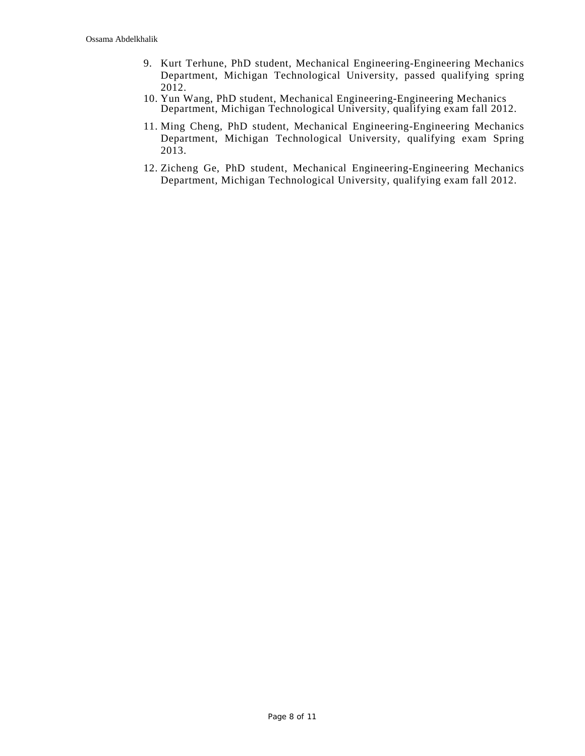9. Kurt Terhune, PhD student, Mechanical Engineering-Engineering Mechanics Department, Michigan Technological University, passed qualifying spring 2012.
10. Yun Wang, PhD student, Mechanical Engineering-Engineering Mechanics Department, Michigan Technological University, qualifying exam fall 2012.
11. Ming Cheng, PhD student, Mechanical Engineering-Engineering Mechanics Department, Michigan Technological University, qualifying exam Spring 2013.
12. Zicheng Ge, PhD student, Mechanical Engineering-Engineering Mechanics Department, Michigan Technological University, qualifying exam fall 2012.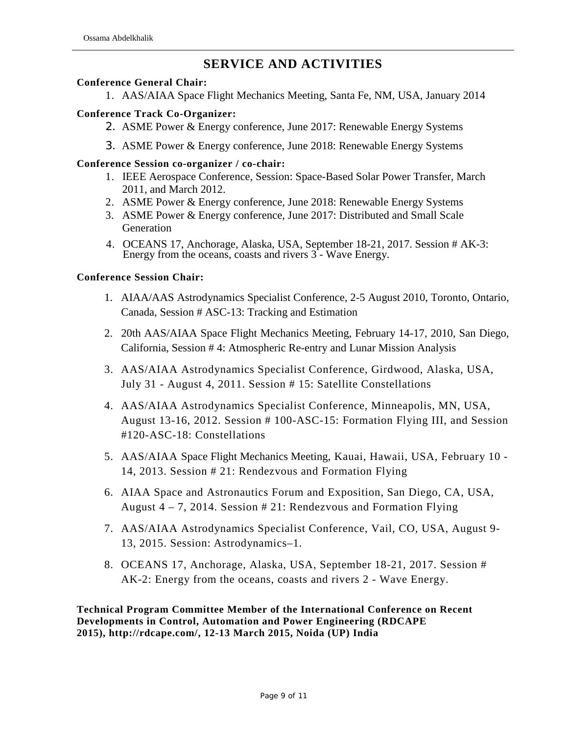# SERVICE AND ACTIVITIES

**Conference General Chair:**

1. AAS/AIAA Space Flight Mechanics Meeting, Santa Fe, NM, USA, January 2014

**Conference Track Co-Organizer:**

2. ASME Power & Energy conference, June 2017: Renewable Energy Systems
3. ASME Power & Energy conference, June 2018: Renewable Energy Systems

**Conference Session co-organizer / co-chair:**

1. IEEE Aerospace Conference, Session: Space-Based Solar Power Transfer, March 2011, and March 2012.
2. ASME Power & Energy conference, June 2018: Renewable Energy Systems
3. ASME Power & Energy conference, June 2017: Distributed and Small Scale Generation
4. OCEANS 17, Anchorage, Alaska, USA, September 18-21, 2017. Session # AK-3: Energy from the oceans, coasts and rivers 3 - Wave Energy.

**Conference Session Chair:**

1. AIAA/AAS Astrodynamics Specialist Conference, 2-5 August 2010, Toronto, Ontario, Canada, Session # ASC-13: Tracking and Estimation
2. 20th AAS/AIAA Space Flight Mechanics Meeting, February 14-17, 2010, San Diego, California, Session # 4: Atmospheric Re-entry and Lunar Mission Analysis
3. AAS/AIAA Astrodynamics Specialist Conference, Girdwood, Alaska, USA, July 31 - August 4, 2011. Session # 15: Satellite Constellations
4. AAS/AIAA Astrodynamics Specialist Conference, Minneapolis, MN, USA, August 13-16, 2012. Session # 100-ASC-15: Formation Flying III, and Session #120-ASC-18: Constellations
5. AAS/AIAA Space Flight Mechanics Meeting, Kauai, Hawaii, USA, February 10 - 14, 2013. Session # 21: Rendezvous and Formation Flying
6. AIAA Space and Astronautics Forum and Exposition, San Diego, CA, USA, August 4 – 7, 2014. Session # 21: Rendezvous and Formation Flying
7. AAS/AIAA Astrodynamics Specialist Conference, Vail, CO, USA, August 9-13, 2015. Session: Astrodynamics–1.
8. OCEANS 17, Anchorage, Alaska, USA, September 18-21, 2017. Session # AK-2: Energy from the oceans, coasts and rivers 2 - Wave Energy.

**Technical Program Committee Member of the International Conference on Recent Developments in Control, Automation and Power Engineering (RDCAPE 2015), http://rdcape.com/, 12-13 March 2015, Noida (UP) India**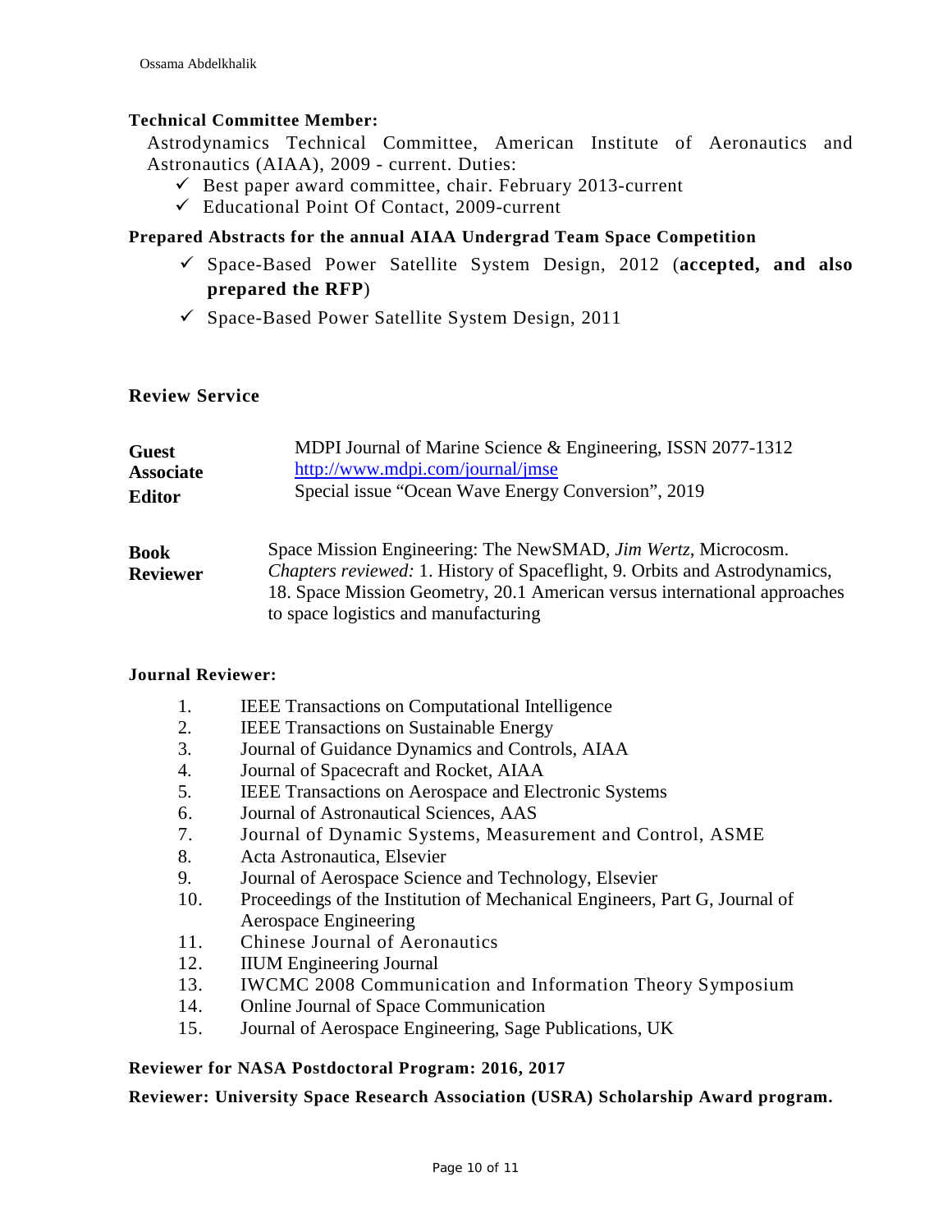**Technical Committee Member:**

Astrodynamics Technical Committee, American Institute of Aeronautics and Astronautics (AIAA), 2009 - current. Duties:

- ✓ Best paper award committee, chair. February 2013-current
- ✓ Educational Point Of Contact, 2009-current

**Prepared Abstracts for the annual AIAA Undergrad Team Space Competition**

- ✓ Space-Based Power Satellite System Design, 2012 (**accepted, and also prepared the RFP**)
- ✓ Space-Based Power Satellite System Design, 2011

## Review Service

**Guest Associate Editor**
MDPI Journal of Marine Science & Engineering, ISSN 2077-1312
http://www.mdpi.com/journal/jmse
Special issue "Ocean Wave Energy Conversion", 2019

**Book Reviewer**
Space Mission Engineering: The NewSMAD, *Jim Wertz*, Microcosm.
*Chapters reviewed:* 1. History of Spaceflight, 9. Orbits and Astrodynamics, 18. Space Mission Geometry, 20.1 American versus international approaches to space logistics and manufacturing

**Journal Reviewer:**

1. IEEE Transactions on Computational Intelligence
2. IEEE Transactions on Sustainable Energy
3. Journal of Guidance Dynamics and Controls, AIAA
4. Journal of Spacecraft and Rocket, AIAA
5. IEEE Transactions on Aerospace and Electronic Systems
6. Journal of Astronautical Sciences, AAS
7. Journal of Dynamic Systems, Measurement and Control, ASME
8. Acta Astronautica, Elsevier
9. Journal of Aerospace Science and Technology, Elsevier
10. Proceedings of the Institution of Mechanical Engineers, Part G, Journal of Aerospace Engineering
11. Chinese Journal of Aeronautics
12. IIUM Engineering Journal
13. IWCMC 2008 Communication and Information Theory Symposium
14. Online Journal of Space Communication
15. Journal of Aerospace Engineering, Sage Publications, UK

**Reviewer for NASA Postdoctoral Program: 2016, 2017**

**Reviewer: University Space Research Association (USRA) Scholarship Award program.**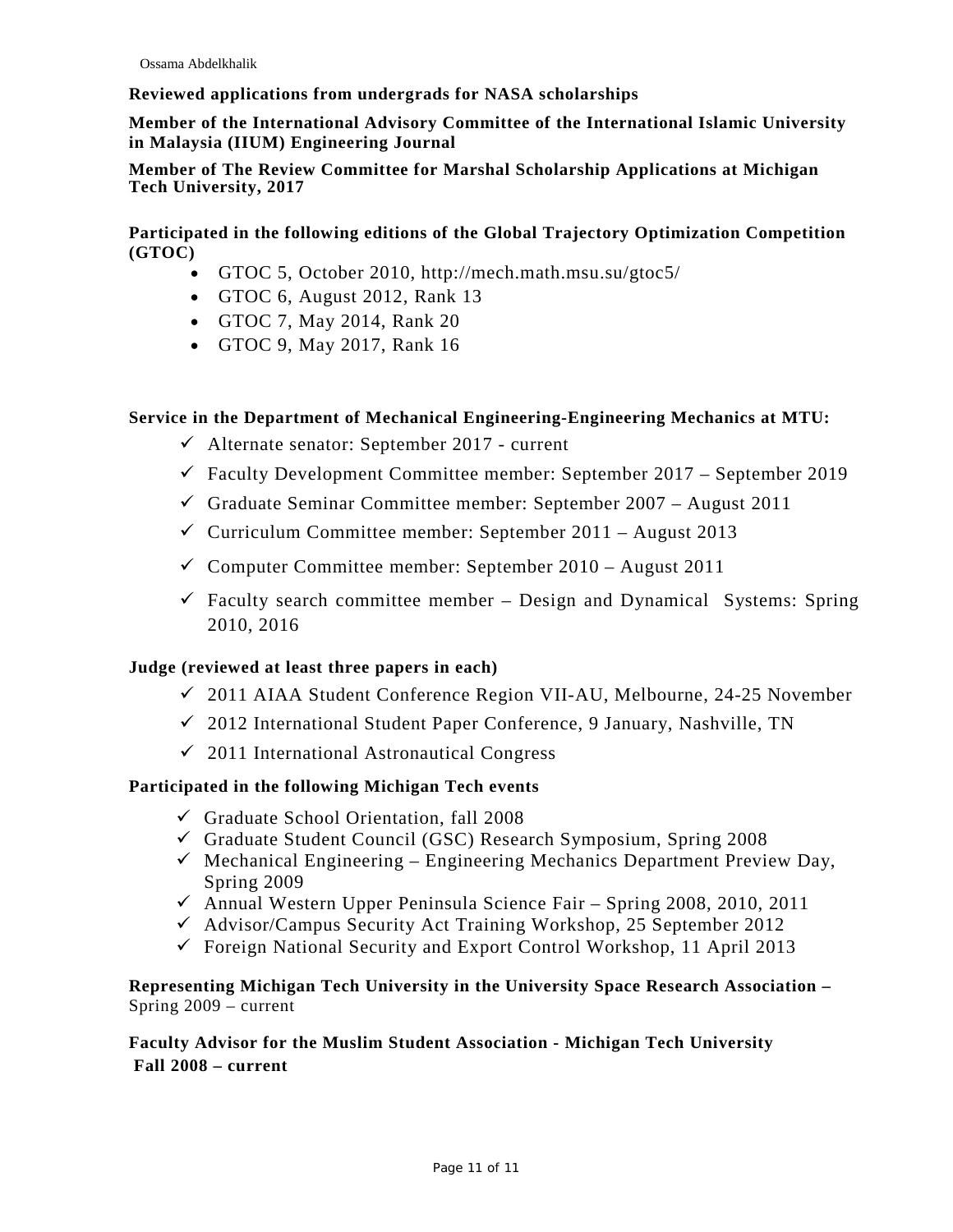**Reviewed applications from undergrads for NASA scholarships**

**Member of the International Advisory Committee of the International Islamic University in Malaysia (IIUM) Engineering Journal**

**Member of The Review Committee for Marshal Scholarship Applications at Michigan Tech University, 2017**

**Participated in the following editions of the Global Trajectory Optimization Competition (GTOC)**

- GTOC 5, October 2010, http://mech.math.msu.su/gtoc5/
- GTOC 6, August 2012, Rank 13
- GTOC 7, May 2014, Rank 20
- GTOC 9, May 2017, Rank 16

**Service in the Department of Mechanical Engineering-Engineering Mechanics at MTU:**

- ✓ Alternate senator: September 2017 - current
- ✓ Faculty Development Committee member: September 2017 – September 2019
- ✓ Graduate Seminar Committee member: September 2007 – August 2011
- ✓ Curriculum Committee member: September 2011 – August 2013
- ✓ Computer Committee member: September 2010 – August 2011
- ✓ Faculty search committee member – Design and Dynamical Systems: Spring 2010, 2016

**Judge (reviewed at least three papers in each)**

- ✓ 2011 AIAA Student Conference Region VII-AU, Melbourne, 24-25 November
- ✓ 2012 International Student Paper Conference, 9 January, Nashville, TN
- ✓ 2011 International Astronautical Congress

**Participated in the following Michigan Tech events**

- ✓ Graduate School Orientation, fall 2008
- ✓ Graduate Student Council (GSC) Research Symposium, Spring 2008
- ✓ Mechanical Engineering – Engineering Mechanics Department Preview Day, Spring 2009
- ✓ Annual Western Upper Peninsula Science Fair – Spring 2008, 2010, 2011
- ✓ Advisor/Campus Security Act Training Workshop, 25 September 2012
- ✓ Foreign National Security and Export Control Workshop, 11 April 2013

**Representing Michigan Tech University in the University Space Research Association –** Spring 2009 – current

**Faculty Advisor for the Muslim Student Association - Michigan Tech University**
**Fall 2008 – current**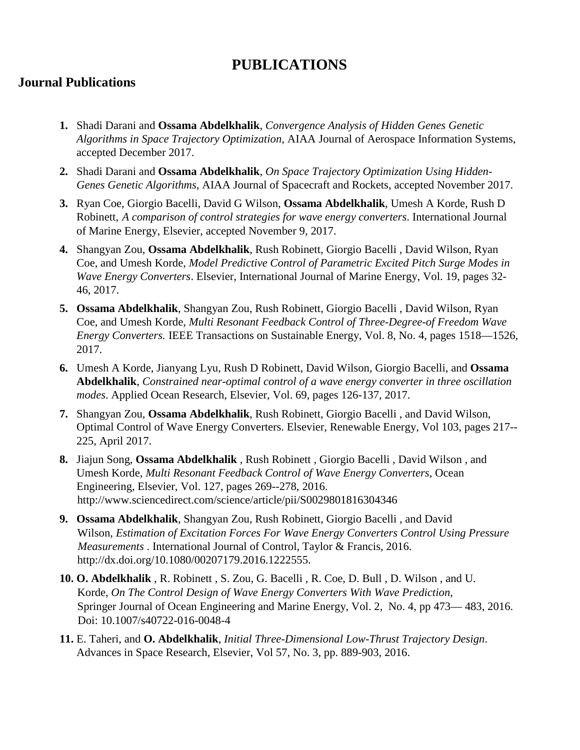# PUBLICATIONS

## Journal Publications

1. Shadi Darani and **Ossama Abdelkhalik**, *Convergence Analysis of Hidden Genes Genetic Algorithms in Space Trajectory Optimization*, AIAA Journal of Aerospace Information Systems, accepted December 2017.
2. Shadi Darani and **Ossama Abdelkhalik**, *On Space Trajectory Optimization Using Hidden-Genes Genetic Algorithms*, AIAA Journal of Spacecraft and Rockets, accepted November 2017.
3. Ryan Coe, Giorgio Bacelli, David G Wilson, **Ossama Abdelkhalik**, Umesh A Korde, Rush D Robinett, *A comparison of control strategies for wave energy converters*. International Journal of Marine Energy, Elsevier, accepted November 9, 2017.
4. Shangyan Zou, **Ossama Abdelkhalik**, Rush Robinett, Giorgio Bacelli , David Wilson, Ryan Coe, and Umesh Korde, *Model Predictive Control of Parametric Excited Pitch Surge Modes in Wave Energy Converters*. Elsevier, International Journal of Marine Energy, Vol. 19, pages 32-46, 2017.
5. **Ossama Abdelkhalik**, Shangyan Zou, Rush Robinett, Giorgio Bacelli , David Wilson, Ryan Coe, and Umesh Korde, *Multi Resonant Feedback Control of Three-Degree-of Freedom Wave Energy Converters.* IEEE Transactions on Sustainable Energy, Vol. 8, No. 4, pages 1518—1526, 2017.
6. Umesh A Korde, Jianyang Lyu, Rush D Robinett, David Wilson, Giorgio Bacelli, and **Ossama Abdelkhalik**, *Constrained near-optimal control of a wave energy converter in three oscillation modes*. Applied Ocean Research, Elsevier, Vol. 69, pages 126-137, 2017.
7. Shangyan Zou, **Ossama Abdelkhalik**, Rush Robinett, Giorgio Bacelli , and David Wilson, Optimal Control of Wave Energy Converters. Elsevier, Renewable Energy, Vol 103, pages 217--225, April 2017.
8. Jiajun Song, **Ossama Abdelkhalik** , Rush Robinett , Giorgio Bacelli , David Wilson , and Umesh Korde, *Multi Resonant Feedback Control of Wave Energy Converters*, Ocean Engineering, Elsevier, Vol. 127, pages 269--278, 2016. http://www.sciencedirect.com/science/article/pii/S0029801816304346
9. **Ossama Abdelkhalik**, Shangyan Zou, Rush Robinett, Giorgio Bacelli , and David Wilson, *Estimation of Excitation Forces For Wave Energy Converters Control Using Pressure Measurements* . International Journal of Control, Taylor & Francis, 2016. http://dx.doi.org/10.1080/00207179.2016.1222555.
10. **O. Abdelkhalik** , R. Robinett , S. Zou, G. Bacelli , R. Coe, D. Bull , D. Wilson , and U. Korde, *On The Control Design of Wave Energy Converters With Wave Prediction*, Springer Journal of Ocean Engineering and Marine Energy, Vol. 2, No. 4, pp 473— 483, 2016. Doi: 10.1007/s40722-016-0048-4
11. E. Taheri, and **O. Abdelkhalik**, *Initial Three-Dimensional Low-Thrust Trajectory Design*. Advances in Space Research, Elsevier, Vol 57, No. 3, pp. 889-903, 2016.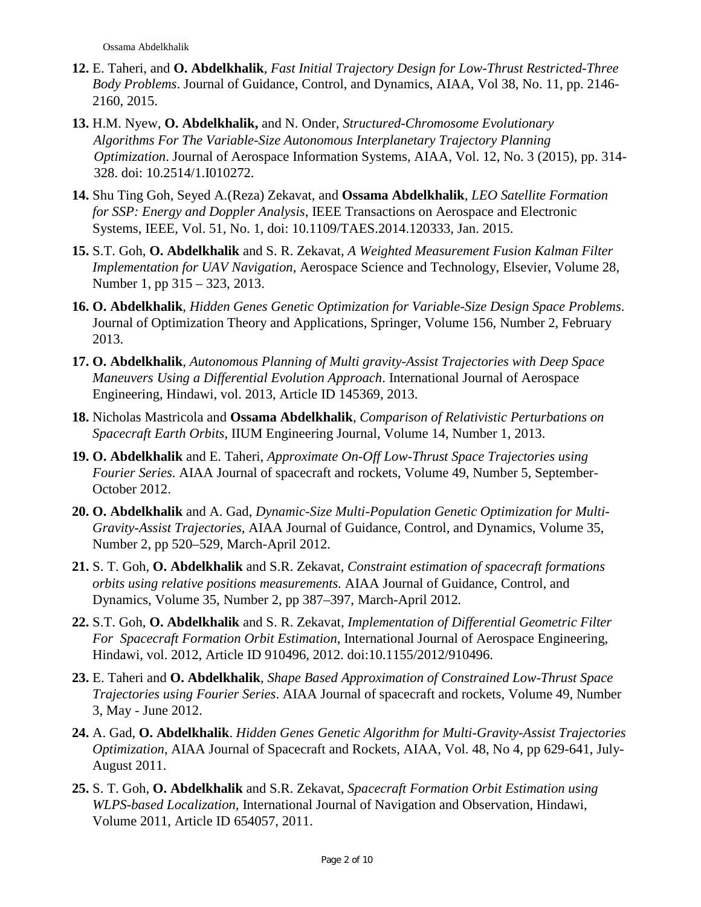12. E. Taheri, and **O. Abdelkhalik**, *Fast Initial Trajectory Design for Low-Thrust Restricted-Three Body Problems*. Journal of Guidance, Control, and Dynamics, AIAA, Vol 38, No. 11, pp. 2146-2160, 2015.

13. H.M. Nyew, **O. Abdelkhalik,** and N. Onder, *Structured-Chromosome Evolutionary Algorithms For The Variable-Size Autonomous Interplanetary Trajectory Planning Optimization*. Journal of Aerospace Information Systems, AIAA, Vol. 12, No. 3 (2015), pp. 314-328. doi: 10.2514/1.I010272.

14. Shu Ting Goh, Seyed A.(Reza) Zekavat, and **Ossama Abdelkhalik**, *LEO Satellite Formation for SSP: Energy and Doppler Analysis*, IEEE Transactions on Aerospace and Electronic Systems, IEEE, Vol. 51, No. 1, doi: 10.1109/TAES.2014.120333, Jan. 2015.

15. S.T. Goh, **O. Abdelkhalik** and S. R. Zekavat, *A Weighted Measurement Fusion Kalman Filter Implementation for UAV Navigation*, Aerospace Science and Technology, Elsevier, Volume 28, Number 1, pp 315 – 323, 2013.

16. **O. Abdelkhalik**, *Hidden Genes Genetic Optimization for Variable-Size Design Space Problems*. Journal of Optimization Theory and Applications, Springer, Volume 156, Number 2, February 2013.

17. **O. Abdelkhalik**, *Autonomous Planning of Multi gravity-Assist Trajectories with Deep Space Maneuvers Using a Differential Evolution Approach*. International Journal of Aerospace Engineering, Hindawi, vol. 2013, Article ID 145369, 2013.

18. Nicholas Mastricola and **Ossama Abdelkhalik**, *Comparison of Relativistic Perturbations on Spacecraft Earth Orbits*, IIUM Engineering Journal, Volume 14, Number 1, 2013.

19. **O. Abdelkhalik** and E. Taheri, *Approximate On-Off Low-Thrust Space Trajectories using Fourier Series*. AIAA Journal of spacecraft and rockets, Volume 49, Number 5, September-October 2012.

20. **O. Abdelkhalik** and A. Gad, *Dynamic-Size Multi-Population Genetic Optimization for Multi-Gravity-Assist Trajectories*, AIAA Journal of Guidance, Control, and Dynamics, Volume 35, Number 2, pp 520–529, March-April 2012.

21. S. T. Goh, **O. Abdelkhalik** and S.R. Zekavat, *Constraint estimation of spacecraft formations orbits using relative positions measurements.* AIAA Journal of Guidance, Control, and Dynamics, Volume 35, Number 2, pp 387–397, March-April 2012.

22. S.T. Goh, **O. Abdelkhalik** and S. R. Zekavat, *Implementation of Differential Geometric Filter For Spacecraft Formation Orbit Estimation*, International Journal of Aerospace Engineering, Hindawi, vol. 2012, Article ID 910496, 2012. doi:10.1155/2012/910496.

23. E. Taheri and **O. Abdelkhalik**, *Shape Based Approximation of Constrained Low-Thrust Space Trajectories using Fourier Series*. AIAA Journal of spacecraft and rockets, Volume 49, Number 3, May - June 2012.

24. A. Gad, **O. Abdelkhalik**. *Hidden Genes Genetic Algorithm for Multi-Gravity-Assist Trajectories Optimization*, AIAA Journal of Spacecraft and Rockets, AIAA, Vol. 48, No 4, pp 629-641, July-August 2011.

25. S. T. Goh, **O. Abdelkhalik** and S.R. Zekavat, *Spacecraft Formation Orbit Estimation using WLPS-based Localization*, International Journal of Navigation and Observation, Hindawi, Volume 2011, Article ID 654057, 2011.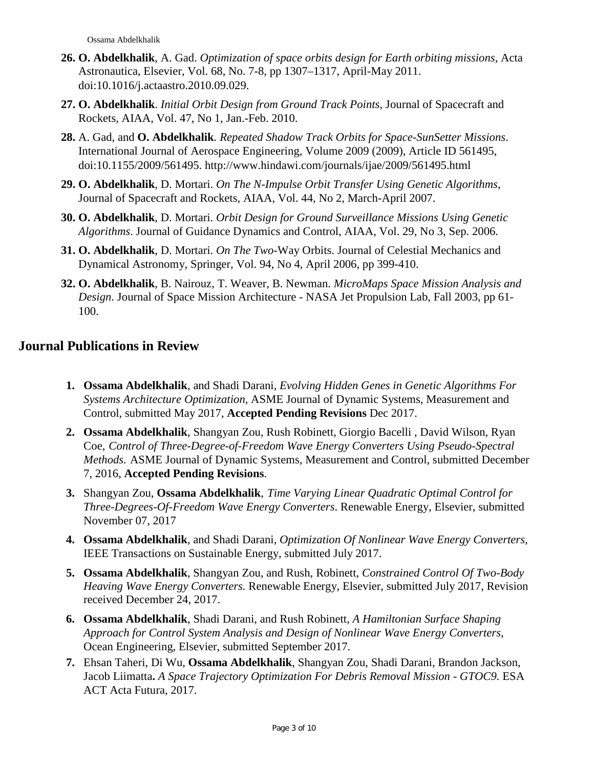26. **O. Abdelkhalik**, A. Gad. *Optimization of space orbits design for Earth orbiting missions*, Acta Astronautica, Elsevier, Vol. 68, No. 7-8, pp 1307–1317, April-May 2011. doi:10.1016/j.actaastro.2010.09.029.

27. **O. Abdelkhalik**. *Initial Orbit Design from Ground Track Points*, Journal of Spacecraft and Rockets, AIAA, Vol. 47, No 1, Jan.-Feb. 2010.

28. A. Gad, and **O. Abdelkhalik**. *Repeated Shadow Track Orbits for Space-SunSetter Missions*. International Journal of Aerospace Engineering, Volume 2009 (2009), Article ID 561495, doi:10.1155/2009/561495. http://www.hindawi.com/journals/ijae/2009/561495.html

29. **O. Abdelkhalik**, D. Mortari. *On The N-Impulse Orbit Transfer Using Genetic Algorithms*, Journal of Spacecraft and Rockets, AIAA, Vol. 44, No 2, March-April 2007.

30. **O. Abdelkhalik**, D. Mortari. *Orbit Design for Ground Surveillance Missions Using Genetic Algorithms*. Journal of Guidance Dynamics and Control, AIAA, Vol. 29, No 3, Sep. 2006.

31. **O. Abdelkhalik**, D. Mortari. *On The Two*-Way Orbits. Journal of Celestial Mechanics and Dynamical Astronomy, Springer, Vol. 94, No 4, April 2006, pp 399-410.

32. **O. Abdelkhalik**, B. Nairouz, T. Weaver, B. Newman. *MicroMaps Space Mission Analysis and Design*. Journal of Space Mission Architecture - NASA Jet Propulsion Lab, Fall 2003, pp 61-100.

## Journal Publications in Review

1. **Ossama Abdelkhalik**, and Shadi Darani, *Evolving Hidden Genes in Genetic Algorithms For Systems Architecture Optimization*, ASME Journal of Dynamic Systems, Measurement and Control, submitted May 2017, **Accepted Pending Revisions** Dec 2017.

2. **Ossama Abdelkhalik**, Shangyan Zou, Rush Robinett, Giorgio Bacelli , David Wilson, Ryan Coe, *Control of Three-Degree-of-Freedom Wave Energy Converters Using Pseudo-Spectral Methods.* ASME Journal of Dynamic Systems, Measurement and Control, submitted December 7, 2016, **Accepted Pending Revisions**.

3. Shangyan Zou, **Ossama Abdelkhalik**, *Time Varying Linear Quadratic Optimal Control for Three-Degrees-Of-Freedom Wave Energy Converters*. Renewable Energy, Elsevier, submitted November 07, 2017

4. **Ossama Abdelkhalik**, and Shadi Darani, *Optimization Of Nonlinear Wave Energy Converters*, IEEE Transactions on Sustainable Energy, submitted July 2017.

5. **Ossama Abdelkhalik**, Shangyan Zou, and Rush, Robinett, *Constrained Control Of Two-Body Heaving Wave Energy Converters.* Renewable Energy, Elsevier, submitted July 2017, Revision received December 24, 2017.

6. **Ossama Abdelkhalik**, Shadi Darani, and Rush Robinett, *A Hamiltonian Surface Shaping Approach for Control System Analysis and Design of Nonlinear Wave Energy Converters*, Ocean Engineering, Elsevier, submitted September 2017.

7. Ehsan Taheri, Di Wu, **Ossama Abdelkhalik**, Shangyan Zou, Shadi Darani, Brandon Jackson, Jacob Liimatta**.** *A Space Trajectory Optimization For Debris Removal Mission - GTOC9.* ESA ACT Acta Futura, 2017.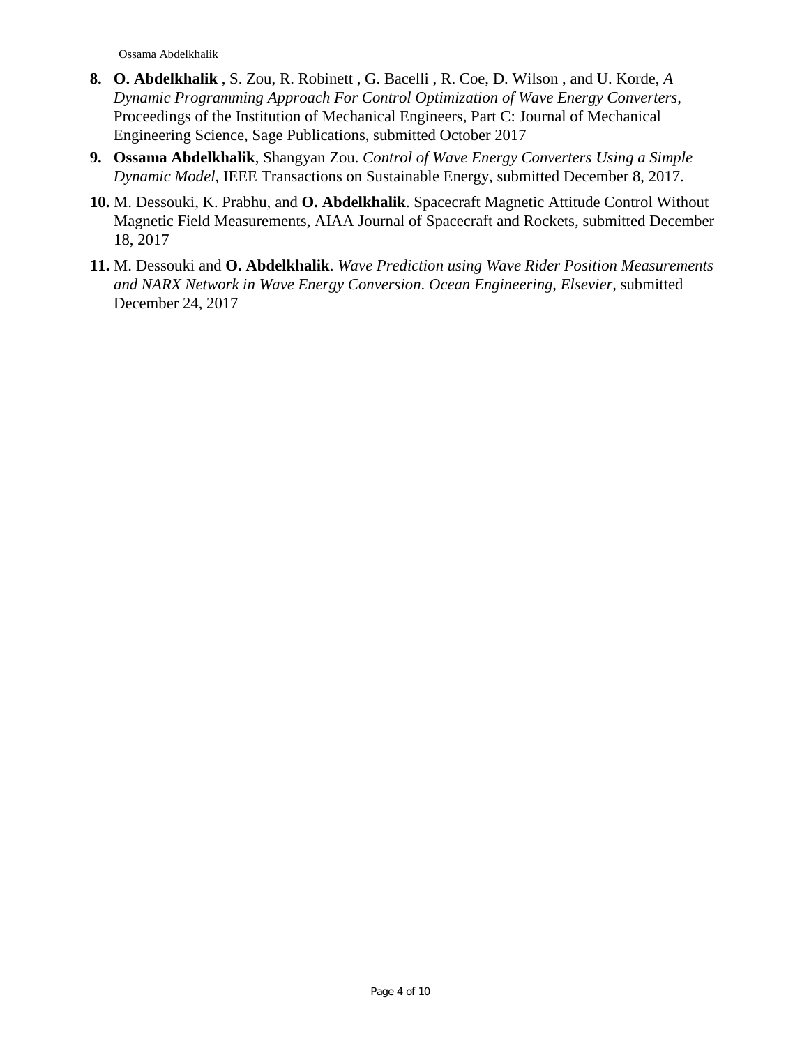8. **O. Abdelkhalik** , S. Zou, R. Robinett , G. Bacelli , R. Coe, D. Wilson , and U. Korde, *A Dynamic Programming Approach For Control Optimization of Wave Energy Converters*, Proceedings of the Institution of Mechanical Engineers, Part C: Journal of Mechanical Engineering Science, Sage Publications, submitted October 2017
9. **Ossama Abdelkhalik**, Shangyan Zou. *Control of Wave Energy Converters Using a Simple Dynamic Model*, IEEE Transactions on Sustainable Energy, submitted December 8, 2017.
10. M. Dessouki, K. Prabhu, and **O. Abdelkhalik**. Spacecraft Magnetic Attitude Control Without Magnetic Field Measurements, AIAA Journal of Spacecraft and Rockets, submitted December 18, 2017
11. M. Dessouki and **O. Abdelkhalik**. *Wave Prediction using Wave Rider Position Measurements and NARX Network in Wave Energy Conversion*. *Ocean Engineering*, *Elsevier*, submitted December 24, 2017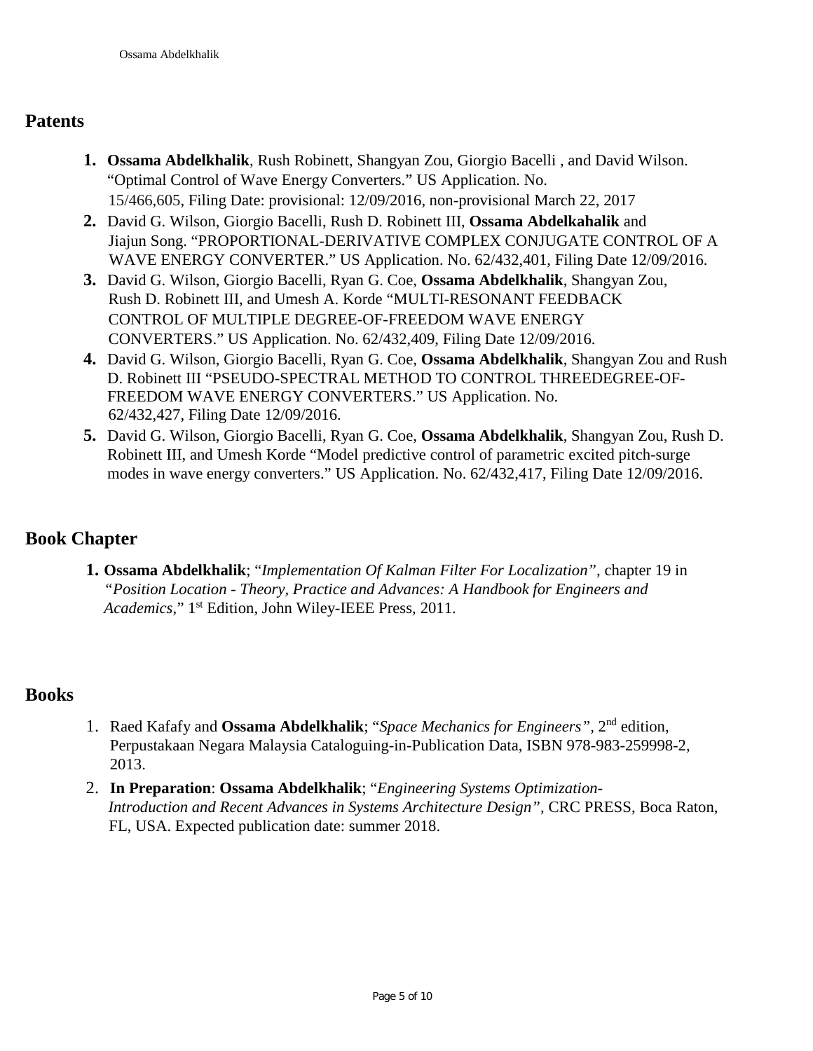## Patents

1. **Ossama Abdelkhalik**, Rush Robinett, Shangyan Zou, Giorgio Bacelli , and David Wilson. "Optimal Control of Wave Energy Converters." US Application. No. 15/466,605, Filing Date: provisional: 12/09/2016, non-provisional March 22, 2017
2. David G. Wilson, Giorgio Bacelli, Rush D. Robinett III, **Ossama Abdelkahalik** and Jiajun Song. "PROPORTIONAL-DERIVATIVE COMPLEX CONJUGATE CONTROL OF A WAVE ENERGY CONVERTER." US Application. No. 62/432,401, Filing Date 12/09/2016.
3. David G. Wilson, Giorgio Bacelli, Ryan G. Coe, **Ossama Abdelkhalik**, Shangyan Zou, Rush D. Robinett III, and Umesh A. Korde "MULTI-RESONANT FEEDBACK CONTROL OF MULTIPLE DEGREE-OF-FREEDOM WAVE ENERGY CONVERTERS." US Application. No. 62/432,409, Filing Date 12/09/2016.
4. David G. Wilson, Giorgio Bacelli, Ryan G. Coe, **Ossama Abdelkhalik**, Shangyan Zou and Rush D. Robinett III "PSEUDO-SPECTRAL METHOD TO CONTROL THREEDEGREE-OF-FREEDOM WAVE ENERGY CONVERTERS." US Application. No. 62/432,427, Filing Date 12/09/2016.
5. David G. Wilson, Giorgio Bacelli, Ryan G. Coe, **Ossama Abdelkhalik**, Shangyan Zou, Rush D. Robinett III, and Umesh Korde "Model predictive control of parametric excited pitch-surge modes in wave energy converters." US Application. No. 62/432,417, Filing Date 12/09/2016.

## Book Chapter

1. **Ossama Abdelkhalik**; "*Implementation Of Kalman Filter For Localization*", chapter 19 in "*Position Location - Theory, Practice and Advances: A Handbook for Engineers and Academics*," 1st Edition, John Wiley-IEEE Press, 2011.

## Books

1. Raed Kafafy and **Ossama Abdelkhalik**; "*Space Mechanics for Engineers*", 2nd edition, Perpustakaan Negara Malaysia Cataloguing-in-Publication Data, ISBN 978-983-259998-2, 2013.
2. **In Preparation**: **Ossama Abdelkhalik**; "*Engineering Systems Optimization-Introduction and Recent Advances in Systems Architecture Design*", CRC PRESS, Boca Raton, FL, USA. Expected publication date: summer 2018.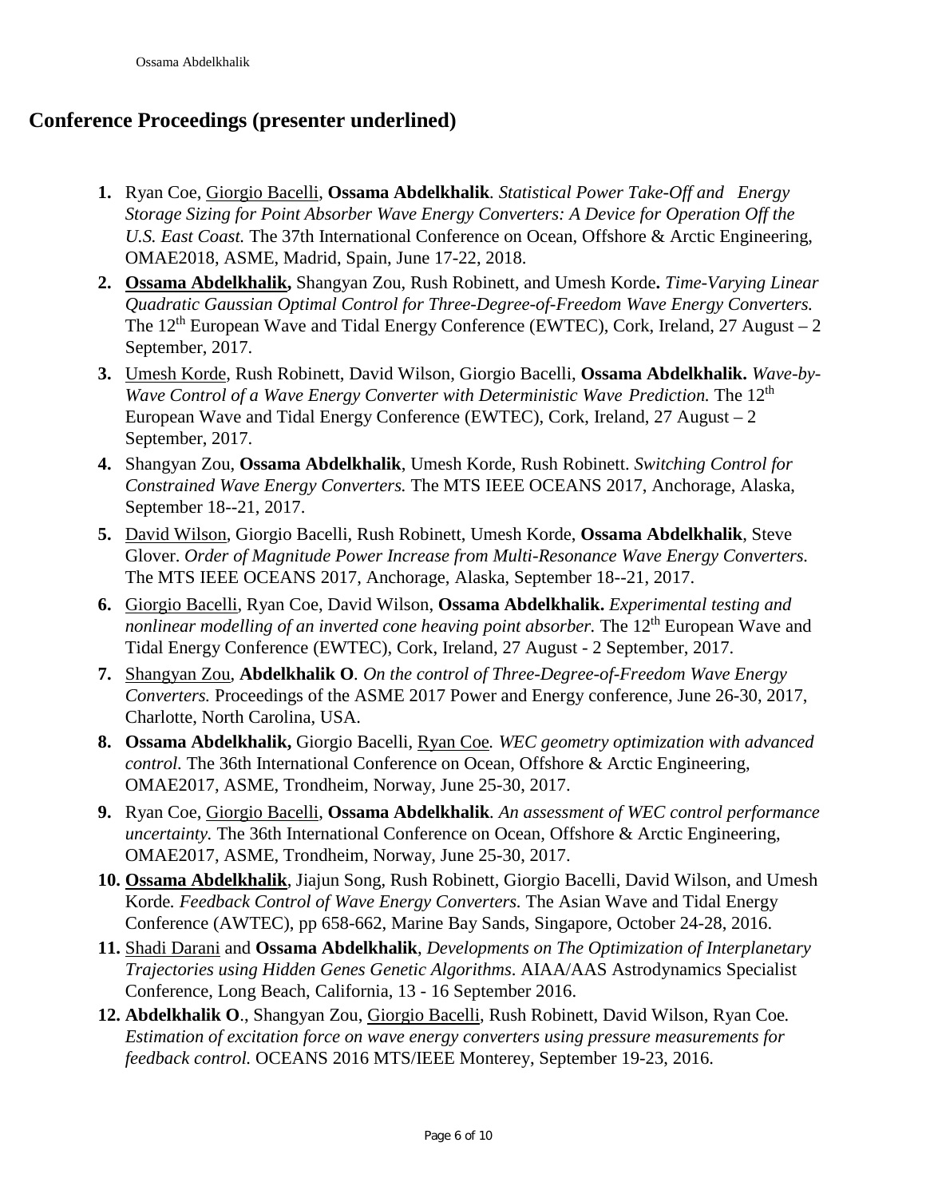## Conference Proceedings (presenter underlined)

1. Ryan Coe, <u>Giorgio Bacelli</u>, **Ossama Abdelkhalik**. *Statistical Power Take-Off and Energy Storage Sizing for Point Absorber Wave Energy Converters: A Device for Operation Off the U.S. East Coast.* The 37th International Conference on Ocean, Offshore & Arctic Engineering, OMAE2018, ASME, Madrid, Spain, June 17-22, 2018.
2. **<u>Ossama Abdelkhalik</u>,** Shangyan Zou, Rush Robinett, and Umesh Korde**.** *Time-Varying Linear Quadratic Gaussian Optimal Control for Three-Degree-of-Freedom Wave Energy Converters.* The 12th European Wave and Tidal Energy Conference (EWTEC), Cork, Ireland, 27 August – 2 September, 2017.
3. <u>Umesh Korde</u>, Rush Robinett, David Wilson, Giorgio Bacelli, **Ossama Abdelkhalik.** *Wave-by-Wave Control of a Wave Energy Converter with Deterministic Wave Prediction.* The 12th European Wave and Tidal Energy Conference (EWTEC), Cork, Ireland, 27 August – 2 September, 2017.
4. Shangyan Zou, **Ossama Abdelkhalik**, Umesh Korde, Rush Robinett. *Switching Control for Constrained Wave Energy Converters.* The MTS IEEE OCEANS 2017, Anchorage, Alaska, September 18--21, 2017.
5. <u>David Wilson</u>, Giorgio Bacelli, Rush Robinett, Umesh Korde, **Ossama Abdelkhalik**, Steve Glover. *Order of Magnitude Power Increase from Multi-Resonance Wave Energy Converters.* The MTS IEEE OCEANS 2017, Anchorage, Alaska, September 18--21, 2017.
6. <u>Giorgio Bacelli</u>, Ryan Coe, David Wilson, **Ossama Abdelkhalik.** *Experimental testing and nonlinear modelling of an inverted cone heaving point absorber.* The 12th European Wave and Tidal Energy Conference (EWTEC), Cork, Ireland, 27 August - 2 September, 2017.
7. <u>Shangyan Zou</u>, **Abdelkhalik O**. *On the control of Three-Degree-of-Freedom Wave Energy Converters.* Proceedings of the ASME 2017 Power and Energy conference, June 26-30, 2017, Charlotte, North Carolina, USA.
8. **Ossama Abdelkhalik,** Giorgio Bacelli, <u>Ryan Coe</u>. *WEC geometry optimization with advanced control.* The 36th International Conference on Ocean, Offshore & Arctic Engineering, OMAE2017, ASME, Trondheim, Norway, June 25-30, 2017.
9. Ryan Coe, <u>Giorgio Bacelli</u>, **Ossama Abdelkhalik**. *An assessment of WEC control performance uncertainty.* The 36th International Conference on Ocean, Offshore & Arctic Engineering, OMAE2017, ASME, Trondheim, Norway, June 25-30, 2017.
10. **<u>Ossama Abdelkhalik</u>**, Jiajun Song, Rush Robinett, Giorgio Bacelli, David Wilson, and Umesh Korde*. Feedback Control of Wave Energy Converters.* The Asian Wave and Tidal Energy Conference (AWTEC), pp 658-662, Marine Bay Sands, Singapore, October 24-28, 2016.
11. <u>Shadi Darani</u> and **Ossama Abdelkhalik**, *Developments on The Optimization of Interplanetary Trajectories using Hidden Genes Genetic Algorithms.* AIAA/AAS Astrodynamics Specialist Conference, Long Beach, California, 13 - 16 September 2016.
12. **Abdelkhalik O**., Shangyan Zou, <u>Giorgio Bacelli</u>, Rush Robinett, David Wilson, Ryan Coe. *Estimation of excitation force on wave energy converters using pressure measurements for feedback control.* OCEANS 2016 MTS/IEEE Monterey, September 19-23, 2016.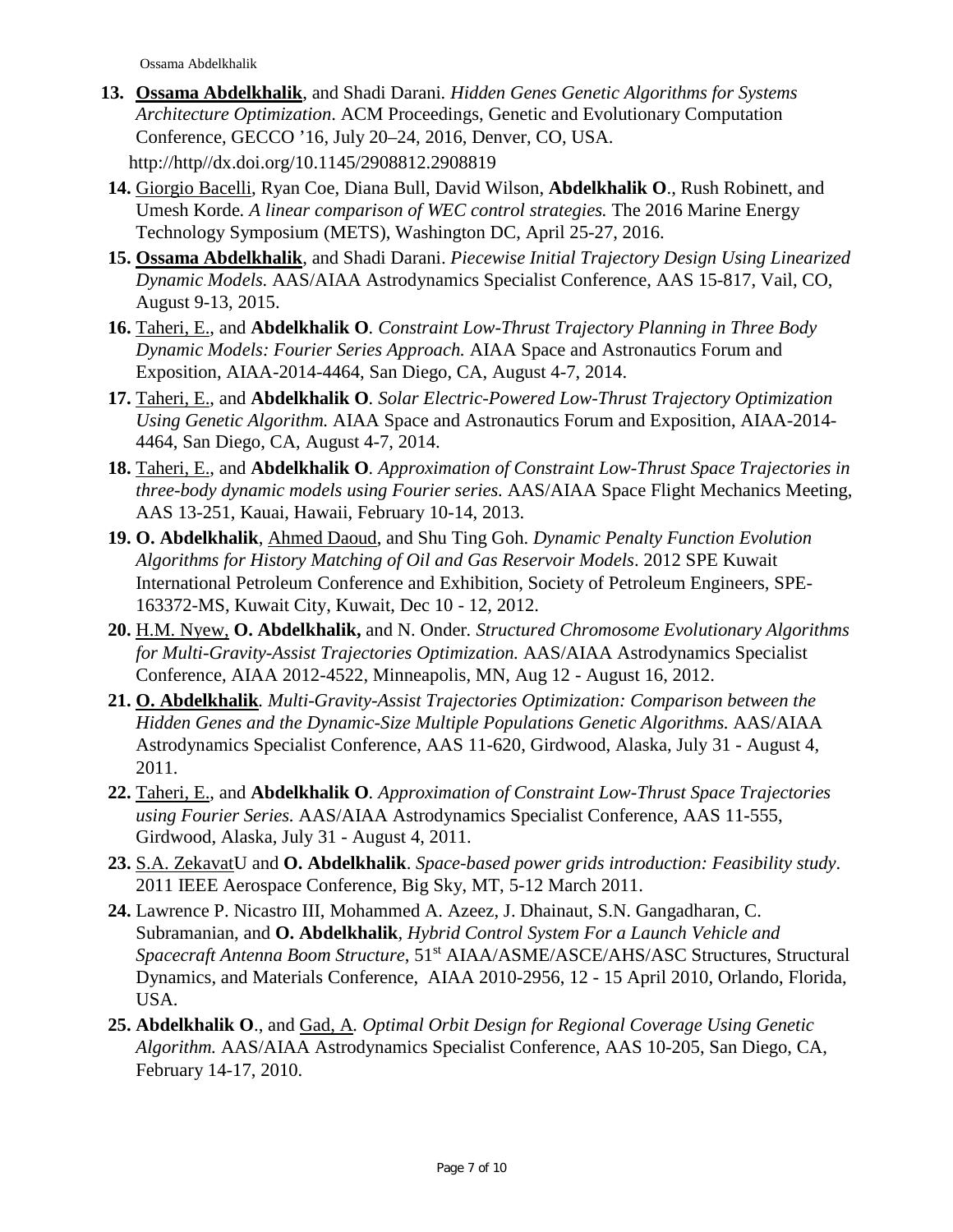13. **Ossama Abdelkhalik**, and Shadi Darani. *Hidden Genes Genetic Algorithms for Systems Architecture Optimization*. ACM Proceedings, Genetic and Evolutionary Computation Conference, GECCO '16, July 20–24, 2016, Denver, CO, USA. http://http//dx.doi.org/10.1145/2908812.2908819
14. Giorgio Bacelli, Ryan Coe, Diana Bull, David Wilson, **Abdelkhalik O**., Rush Robinett, and Umesh Korde. *A linear comparison of WEC control strategies.* The 2016 Marine Energy Technology Symposium (METS), Washington DC, April 25-27, 2016.
15. **Ossama Abdelkhalik**, and Shadi Darani. *Piecewise Initial Trajectory Design Using Linearized Dynamic Models.* AAS/AIAA Astrodynamics Specialist Conference, AAS 15-817, Vail, CO, August 9-13, 2015.
16. Taheri, E., and **Abdelkhalik O**. *Constraint Low-Thrust Trajectory Planning in Three Body Dynamic Models: Fourier Series Approach.* AIAA Space and Astronautics Forum and Exposition, AIAA-2014-4464, San Diego, CA, August 4-7, 2014.
17. Taheri, E., and **Abdelkhalik O**. *Solar Electric-Powered Low-Thrust Trajectory Optimization Using Genetic Algorithm.* AIAA Space and Astronautics Forum and Exposition, AIAA-2014-4464, San Diego, CA, August 4-7, 2014.
18. Taheri, E., and **Abdelkhalik O**. *Approximation of Constraint Low-Thrust Space Trajectories in three-body dynamic models using Fourier series.* AAS/AIAA Space Flight Mechanics Meeting, AAS 13-251, Kauai, Hawaii, February 10-14, 2013.
19. **O. Abdelkhalik**, Ahmed Daoud, and Shu Ting Goh. *Dynamic Penalty Function Evolution Algorithms for History Matching of Oil and Gas Reservoir Models*. 2012 SPE Kuwait International Petroleum Conference and Exhibition, Society of Petroleum Engineers, SPE-163372-MS, Kuwait City, Kuwait, Dec 10 - 12, 2012.
20. H.M. Nyew, **O. Abdelkhalik,** and N. Onder. *Structured Chromosome Evolutionary Algorithms for Multi-Gravity-Assist Trajectories Optimization.* AAS/AIAA Astrodynamics Specialist Conference, AIAA 2012-4522, Minneapolis, MN, Aug 12 - August 16, 2012.
21. **O. Abdelkhalik**. *Multi-Gravity-Assist Trajectories Optimization: Comparison between the Hidden Genes and the Dynamic-Size Multiple Populations Genetic Algorithms.* AAS/AIAA Astrodynamics Specialist Conference, AAS 11-620, Girdwood, Alaska, July 31 - August 4, 2011.
22. Taheri, E., and **Abdelkhalik O**. *Approximation of Constraint Low-Thrust Space Trajectories using Fourier Series.* AAS/AIAA Astrodynamics Specialist Conference, AAS 11-555, Girdwood, Alaska, July 31 - August 4, 2011.
23. S.A. ZekavatU and **O. Abdelkhalik**. *Space-based power grids introduction: Feasibility study*. 2011 IEEE Aerospace Conference, Big Sky, MT, 5-12 March 2011.
24. Lawrence P. Nicastro III, Mohammed A. Azeez, J. Dhainaut, S.N. Gangadharan, C. Subramanian, and **O. Abdelkhalik**, *Hybrid Control System For a Launch Vehicle and Spacecraft Antenna Boom Structure*, 51st AIAA/ASME/ASCE/AHS/ASC Structures, Structural Dynamics, and Materials Conference, AIAA 2010-2956, 12 - 15 April 2010, Orlando, Florida, USA.
25. **Abdelkhalik O**., and Gad, A. *Optimal Orbit Design for Regional Coverage Using Genetic Algorithm.* AAS/AIAA Astrodynamics Specialist Conference, AAS 10-205, San Diego, CA, February 14-17, 2010.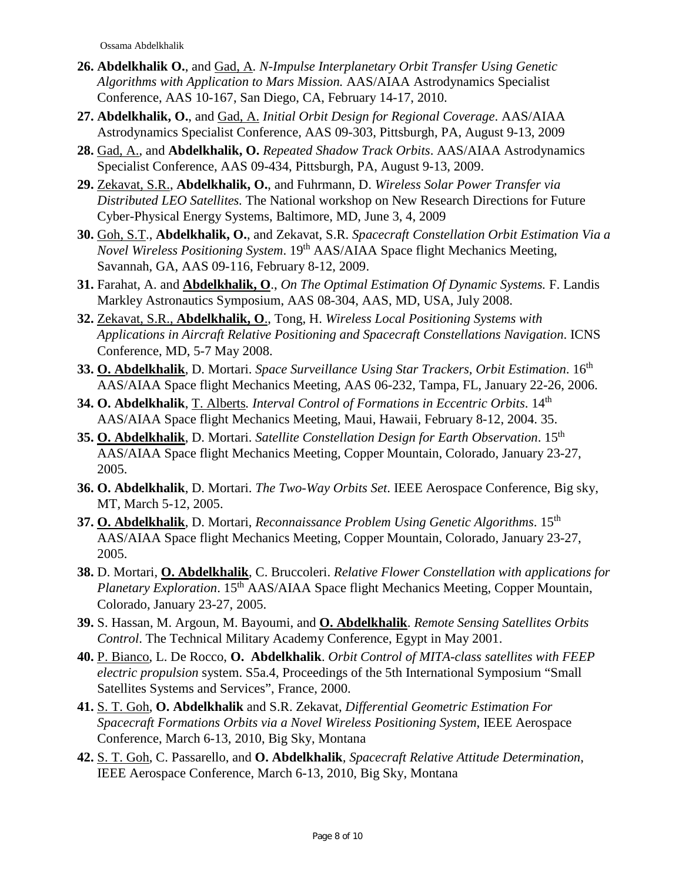26. **Abdelkhalik O.**, and Gad, A. *N-Impulse Interplanetary Orbit Transfer Using Genetic Algorithms with Application to Mars Mission.* AAS/AIAA Astrodynamics Specialist Conference, AAS 10-167, San Diego, CA, February 14-17, 2010.
27. **Abdelkhalik, O.**, and Gad, A. *Initial Orbit Design for Regional Coverage*. AAS/AIAA Astrodynamics Specialist Conference, AAS 09-303, Pittsburgh, PA, August 9-13, 2009
28. Gad, A., and **Abdelkhalik, O.** *Repeated Shadow Track Orbits*. AAS/AIAA Astrodynamics Specialist Conference, AAS 09-434, Pittsburgh, PA, August 9-13, 2009.
29. Zekavat, S.R., **Abdelkhalik, O.**, and Fuhrmann, D. *Wireless Solar Power Transfer via Distributed LEO Satellites.* The National workshop on New Research Directions for Future Cyber-Physical Energy Systems, Baltimore, MD, June 3, 4, 2009
30. Goh, S.T., **Abdelkhalik, O.**, and Zekavat, S.R. *Spacecraft Constellation Orbit Estimation Via a Novel Wireless Positioning System*. 19th AAS/AIAA Space flight Mechanics Meeting, Savannah, GA, AAS 09-116, February 8-12, 2009.
31. Farahat, A. and **Abdelkhalik, O**., *On The Optimal Estimation Of Dynamic Systems.* F. Landis Markley Astronautics Symposium, AAS 08-304, AAS, MD, USA, July 2008.
32. Zekavat, S.R., **Abdelkhalik, O**., Tong, H. *Wireless Local Positioning Systems with Applications in Aircraft Relative Positioning and Spacecraft Constellations Navigation*. ICNS Conference, MD, 5-7 May 2008.
33. **O. Abdelkhalik**, D. Mortari. *Space Surveillance Using Star Trackers, Orbit Estimation*. 16th AAS/AIAA Space flight Mechanics Meeting, AAS 06-232, Tampa, FL, January 22-26, 2006.
34. **O. Abdelkhalik**, T. Alberts*. Interval Control of Formations in Eccentric Orbits*. 14th AAS/AIAA Space flight Mechanics Meeting, Maui, Hawaii, February 8-12, 2004. 35.
35. **O. Abdelkhalik**, D. Mortari. *Satellite Constellation Design for Earth Observation*. 15th AAS/AIAA Space flight Mechanics Meeting, Copper Mountain, Colorado, January 23-27, 2005.
36. **O. Abdelkhalik**, D. Mortari. *The Two-Way Orbits Set*. IEEE Aerospace Conference, Big sky, MT, March 5-12, 2005.
37. **O. Abdelkhalik**, D. Mortari, *Reconnaissance Problem Using Genetic Algorithms*. 15th AAS/AIAA Space flight Mechanics Meeting, Copper Mountain, Colorado, January 23-27, 2005.
38. D. Mortari, **O. Abdelkhalik**, C. Bruccoleri. *Relative Flower Constellation with applications for Planetary Exploration*. 15th AAS/AIAA Space flight Mechanics Meeting, Copper Mountain, Colorado, January 23-27, 2005.
39. S. Hassan, M. Argoun, M. Bayoumi, and **O. Abdelkhalik**. *Remote Sensing Satellites Orbits Control*. The Technical Military Academy Conference, Egypt in May 2001.
40. P. Bianco, L. De Rocco, **O. Abdelkhalik**. *Orbit Control of MITA-class satellites with FEEP electric propulsion* system. S5a.4, Proceedings of the 5th International Symposium "Small Satellites Systems and Services", France, 2000.
41. S. T. Goh, **O. Abdelkhalik** and S.R. Zekavat, *Differential Geometric Estimation For Spacecraft Formations Orbits via a Novel Wireless Positioning System*, IEEE Aerospace Conference, March 6-13, 2010, Big Sky, Montana
42. S. T. Goh, C. Passarello, and **O. Abdelkhalik**, *Spacecraft Relative Attitude Determination*, IEEE Aerospace Conference, March 6-13, 2010, Big Sky, Montana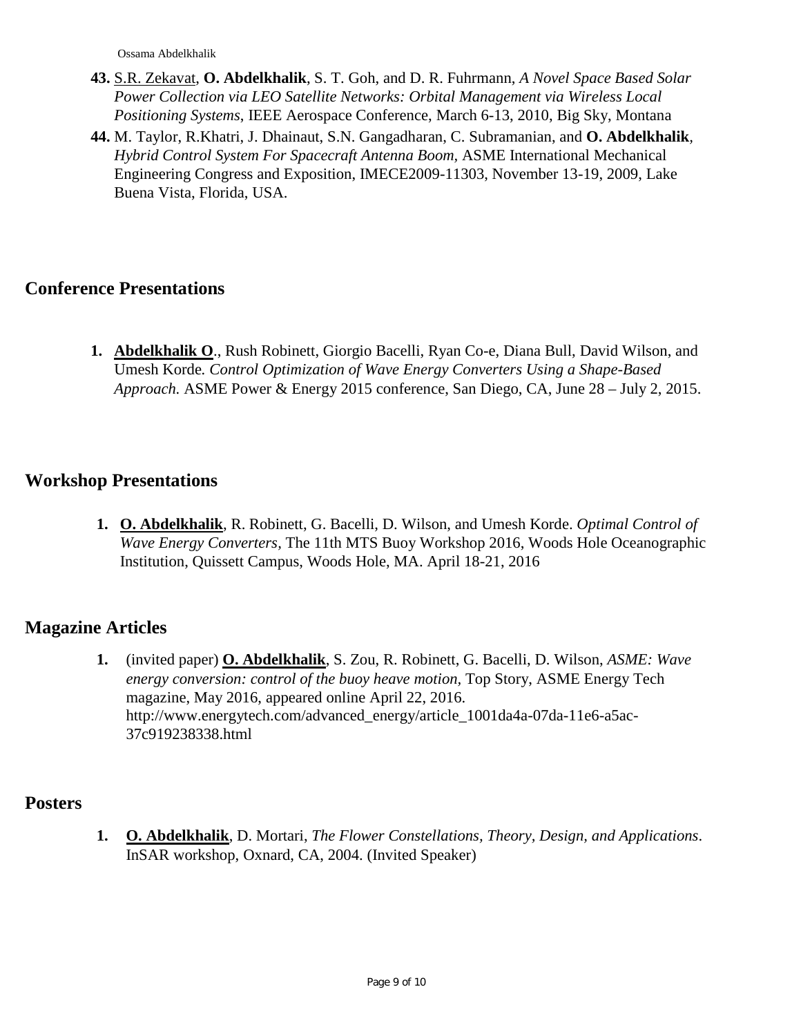43. S.R. Zekavat, **O. Abdelkhalik**, S. T. Goh, and D. R. Fuhrmann, *A Novel Space Based Solar Power Collection via LEO Satellite Networks: Orbital Management via Wireless Local Positioning Systems*, IEEE Aerospace Conference, March 6-13, 2010, Big Sky, Montana
44. M. Taylor, R.Khatri, J. Dhainaut, S.N. Gangadharan, C. Subramanian, and **O. Abdelkhalik**, *Hybrid Control System For Spacecraft Antenna Boom*, ASME International Mechanical Engineering Congress and Exposition, IMECE2009-11303, November 13-19, 2009, Lake Buena Vista, Florida, USA.

## Conference Presentations

1. **Abdelkhalik O**., Rush Robinett, Giorgio Bacelli, Ryan Co-e, Diana Bull, David Wilson, and Umesh Korde*. Control Optimization of Wave Energy Converters Using a Shape-Based Approach.* ASME Power & Energy 2015 conference, San Diego, CA, June 28 – July 2, 2015.

## Workshop Presentations

1. **O. Abdelkhalik**, R. Robinett, G. Bacelli, D. Wilson, and Umesh Korde. *Optimal Control of Wave Energy Converters,* The 11th MTS Buoy Workshop 2016, Woods Hole Oceanographic Institution, Quissett Campus, Woods Hole, MA. April 18-21, 2016

## Magazine Articles

1. (invited paper) **O. Abdelkhalik**, S. Zou, R. Robinett, G. Bacelli, D. Wilson, *ASME: Wave energy conversion: control of the buoy heave motion*, Top Story, ASME Energy Tech magazine, May 2016, appeared online April 22, 2016. http://www.energytech.com/advanced_energy/article_1001da4a-07da-11e6-a5ac-37c919238338.html

## Posters

1. **O. Abdelkhalik**, D. Mortari, *The Flower Constellations, Theory, Design, and Applications*. InSAR workshop, Oxnard, CA, 2004. (Invited Speaker)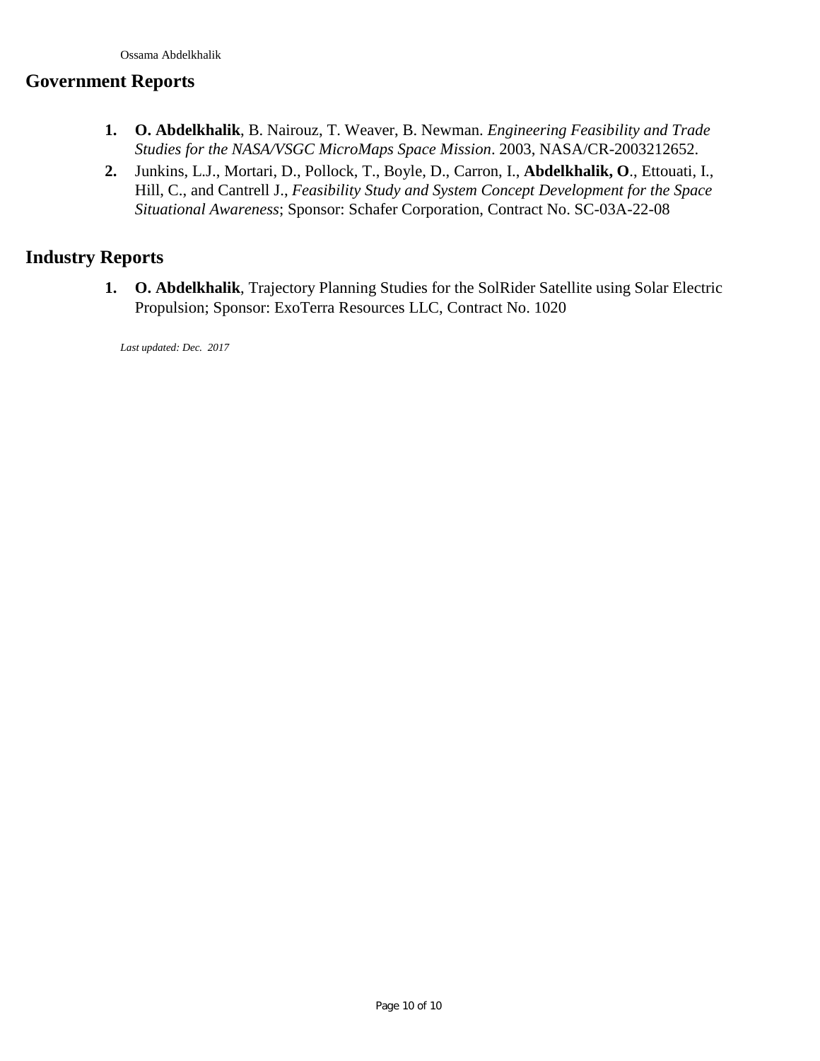## Government Reports

1. **O. Abdelkhalik**, B. Nairouz, T. Weaver, B. Newman. *Engineering Feasibility and Trade Studies for the NASA/VSGC MicroMaps Space Mission*. 2003, NASA/CR-2003212652.
2. Junkins, L.J., Mortari, D., Pollock, T., Boyle, D., Carron, I., **Abdelkhalik, O**., Ettouati, I., Hill, C., and Cantrell J., *Feasibility Study and System Concept Development for the Space Situational Awareness*; Sponsor: Schafer Corporation, Contract No. SC-03A-22-08

## Industry Reports

1. **O. Abdelkhalik**, Trajectory Planning Studies for the SolRider Satellite using Solar Electric Propulsion; Sponsor: ExoTerra Resources LLC, Contract No. 1020

*Last updated: Dec. 2017*